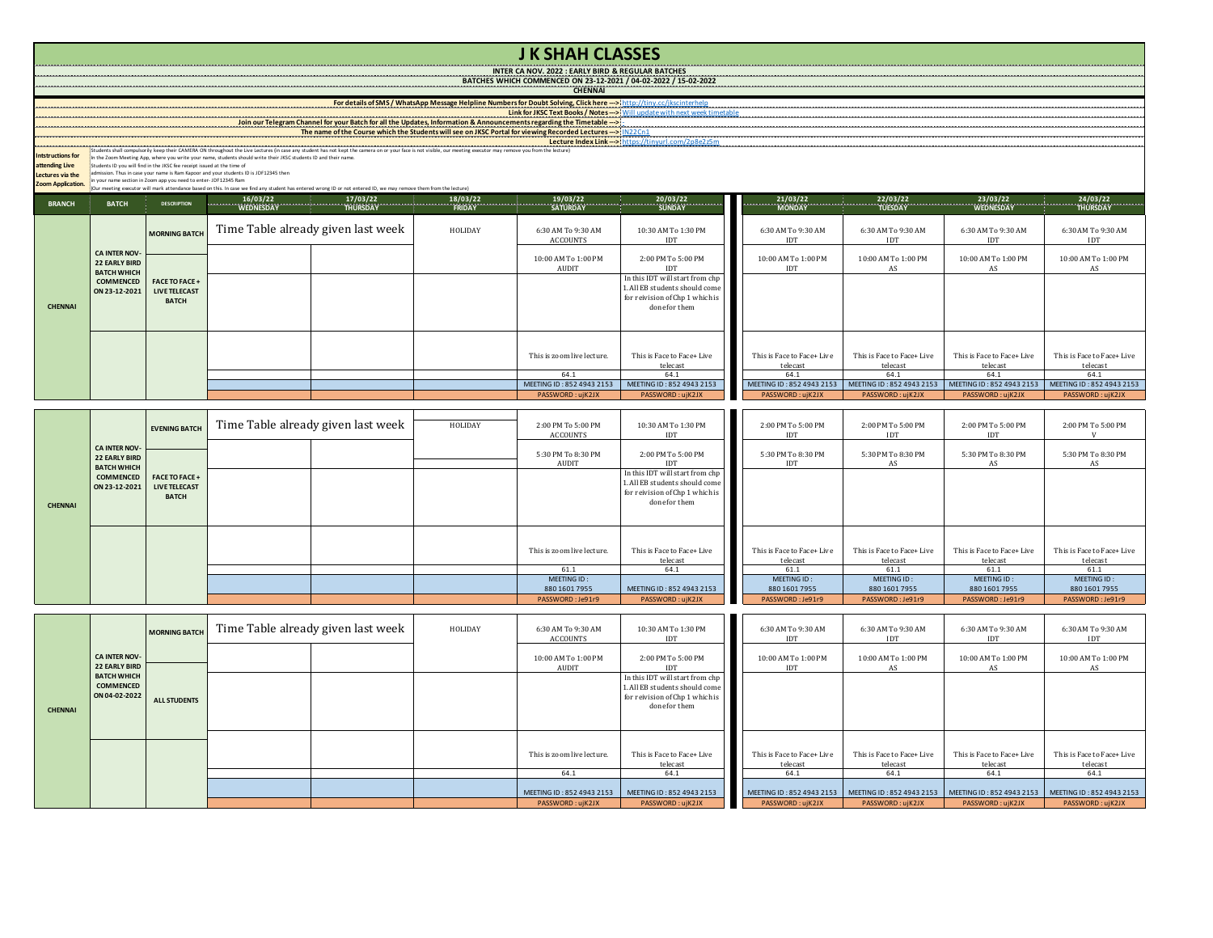# J K SHAH CLASSES

**INTER CA NOV. 2022 : EARLY BIRD & REGULAR BATCHES**

**BATCHES WHICH COMMENCED ON 23-12-2021 / 04-02-2022 / 15-02-2022**

**CHENNAI**

**For details of SMS / WhatsApp Message Helpline Numbers for Doubt Solving, Click here --->:** http://tiny.cc/jkscinterhelp

**Link for JKSC Text Books / Notes --->:** Will update with next week timetable

**Join our Telegram Channel for your Batch for all the Updates, Information & Announcements regarding the Timetable --->:** -

**The name of the Course which the Students will see on JKSC Portal for viewing Recorded Lectures --->:** IN22Cn1

**Lecture Index Link --->:** https://tinyurl.com/2p8e2z5m

**Intstructions for attending Live Lectures via the Zoom Application.**

Students shall compulsorily keep their CAMERA ON throughout the Live Lectures (in case any student has not kept the camera on or your face is not visible, our meeting executor may remove you from the lecture)
In the Zoom Meeting App, where you write your name, students should write their JKSC students ID and their name.
Students ID you will find in the JKSC fee receipt issued at the time of admission. Thus in case your name is Ram Kapoor and your students ID is JDF12345 then in your name section in Zoom app you need to enter- JDF12345 Ram
(Our meeting executor will mark attendance based on this. In case we find any student has entered wrong ID or not entered ID, we may remove them from the lecture)

| BRANCH | BATCH | DESCRIPTION | 16/03/22 WEDNESDAY | 17/03/22 THURSDAY | 18/03/22 FRIDAY | 19/03/22 SATURDAY | 20/03/22 SUNDAY | 21/03/22 MONDAY | 22/03/22 TUESDAY | 23/03/22 WEDNESDAY | 24/03/22 THURSDAY |
|---|---|---|---|---|---|---|---|---|---|---|---|
| CHENNAI | CA INTER NOV-22 EARLY BIRD BATCH WHICH COMMENCED ON 23-12-2021 | MORNING BATCH | Time Table already given last week | | HOLIDAY | 6:30 AM To 9:30 AM ACCOUNTS | 10:30 AM To 1:30 PM IDT | 6:30 AM To 9:30 AM IDT | 6:30 AM To 9:30 AM IDT | 6:30 AM To 9:30 AM IDT | 6:30 AM To 9:30 AM IDT |
| | | | | | | 10:00 AM To 1:00 PM AUDIT | 2:00 PM To 5:00 PM IDT | 10:00 AM To 1:00 PM IDT | 10:00 AM To 1:00 PM AS | 10:00 AM To 1:00 PM AS | 10:00 AM To 1:00 PM AS |
| | | FACE TO FACE + LIVE TELECAST BATCH | | | | | In this IDT will start from chp 1. All EB students should come for reivision of Chp 1 which is done for them | | | | |
| | | | | | | This is zoom live lecture. | This is Face to Face+ Live telecast | This is Face to Face+ Live telecast | This is Face to Face+ Live telecast | This is Face to Face+ Live telecast | This is Face to Face+ Live telecast |
| | | | | | | 64.1 | 64.1 | 64.1 | 64.1 | 64.1 | 64.1 |
| | | | | | | MEETING ID : 852 4943 2153 | MEETING ID : 852 4943 2153 | MEETING ID : 852 4943 2153 | MEETING ID : 852 4943 2153 | MEETING ID : 852 4943 2153 | MEETING ID : 852 4943 2153 |
| | | | | | | PASSWORD : ujK2JX | PASSWORD : ujK2JX | PASSWORD : ujK2JX | PASSWORD : ujK2JX | PASSWORD : ujK2JX | PASSWORD : ujK2JX |

| BRANCH | BATCH | DESCRIPTION | 16/03/22 WEDNESDAY | 17/03/22 THURSDAY | 18/03/22 FRIDAY | 19/03/22 SATURDAY | 20/03/22 SUNDAY | 21/03/22 MONDAY | 22/03/22 TUESDAY | 23/03/22 WEDNESDAY | 24/03/22 THURSDAY |
|---|---|---|---|---|---|---|---|---|---|---|---|
| CHENNAI | CA INTER NOV-22 EARLY BIRD BATCH WHICH COMMENCED ON 23-12-2021 | EVENING BATCH | Time Table already given last week | | HOLIDAY | 2:00 PM To 5:00 PM ACCOUNTS | 10:30 AM To 1:30 PM IDT | 2:00 PM To 5:00 PM IDT | 2:00 PM To 5:00 PM IDT | 2:00 PM To 5:00 PM IDT | 2:00 PM To 5:00 PM V |
| | | | | | | 5:30 PM To 8:30 PM AUDIT | 2:00 PM To 5:00 PM IDT | 5:30 PM To 8:30 PM IDT | 5:30 PM To 8:30 PM AS | 5:30 PM To 8:30 PM AS | 5:30 PM To 8:30 PM AS |
| | | FACE TO FACE + LIVE TELECAST BATCH | | | | | In this IDT will start from chp 1. All EB students should come for reivision of Chp 1 which is done for them | | | | |
| | | | | | | This is zoom live lecture. | This is Face to Face+ Live telecast | This is Face to Face+ Live telecast | This is Face to Face+ Live telecast | This is Face to Face+ Live telecast | This is Face to Face+ Live telecast |
| | | | | | | 61.1 | 64.1 | 61.1 | 61.1 | 61.1 | 61.1 |
| | | | | | | MEETING ID : 880 1601 7955 | MEETING ID : 852 4943 2153 | MEETING ID : 880 1601 7955 | MEETING ID : 880 1601 7955 | MEETING ID : 880 1601 7955 | MEETING ID : 880 1601 7955 |
| | | | | | | PASSWORD : Je91r9 | PASSWORD : ujK2JX | PASSWORD : Je91r9 | PASSWORD : Je91r9 | PASSWORD : Je91r9 | PASSWORD : Je91r9 |

| BRANCH | BATCH | DESCRIPTION | 16/03/22 WEDNESDAY | 17/03/22 THURSDAY | 18/03/22 FRIDAY | 19/03/22 SATURDAY | 20/03/22 SUNDAY | 21/03/22 MONDAY | 22/03/22 TUESDAY | 23/03/22 WEDNESDAY | 24/03/22 THURSDAY |
|---|---|---|---|---|---|---|---|---|---|---|---|
| CHENNAI | CA INTER NOV-22 EARLY BIRD BATCH WHICH COMMENCED ON 04-02-2022 | MORNING BATCH | Time Table already given last week | | HOLIDAY | 6:30 AM To 9:30 AM ACCOUNTS | 10:30 AM To 1:30 PM IDT | 6:30 AM To 9:30 AM IDT | 6:30 AM To 9:30 AM IDT | 6:30 AM To 9:30 AM IDT | 6:30 AM To 9:30 AM IDT |
| | | | | | | 10:00 AM To 1:00 PM AUDIT | 2:00 PM To 5:00 PM IDT | 10:00 AM To 1:00 PM IDT | 10:00 AM To 1:00 PM AS | 10:00 AM To 1:00 PM AS | 10:00 AM To 1:00 PM AS |
| | | ALL STUDENTS | | | | | In this IDT will start from chp 1. All EB students should come for reivision of Chp 1 which is done for them | | | | |
| | | | | | | This is zoom live lecture. | This is Face to Face+ Live telecast | This is Face to Face+ Live telecast | This is Face to Face+ Live telecast | This is Face to Face+ Live telecast | This is Face to Face+ Live telecast |
| | | | | | | 64.1 | 64.1 | 64.1 | 64.1 | 64.1 | 64.1 |
| | | | | | | MEETING ID : 852 4943 2153 | MEETING ID : 852 4943 2153 | MEETING ID : 852 4943 2153 | MEETING ID : 852 4943 2153 | MEETING ID : 852 4943 2153 | MEETING ID : 852 4943 2153 |
| | | | | | | PASSWORD : ujK2JX | PASSWORD : ujK2JX | PASSWORD : ujK2JX | PASSWORD : ujK2JX | PASSWORD : ujK2JX | PASSWORD : ujK2JX |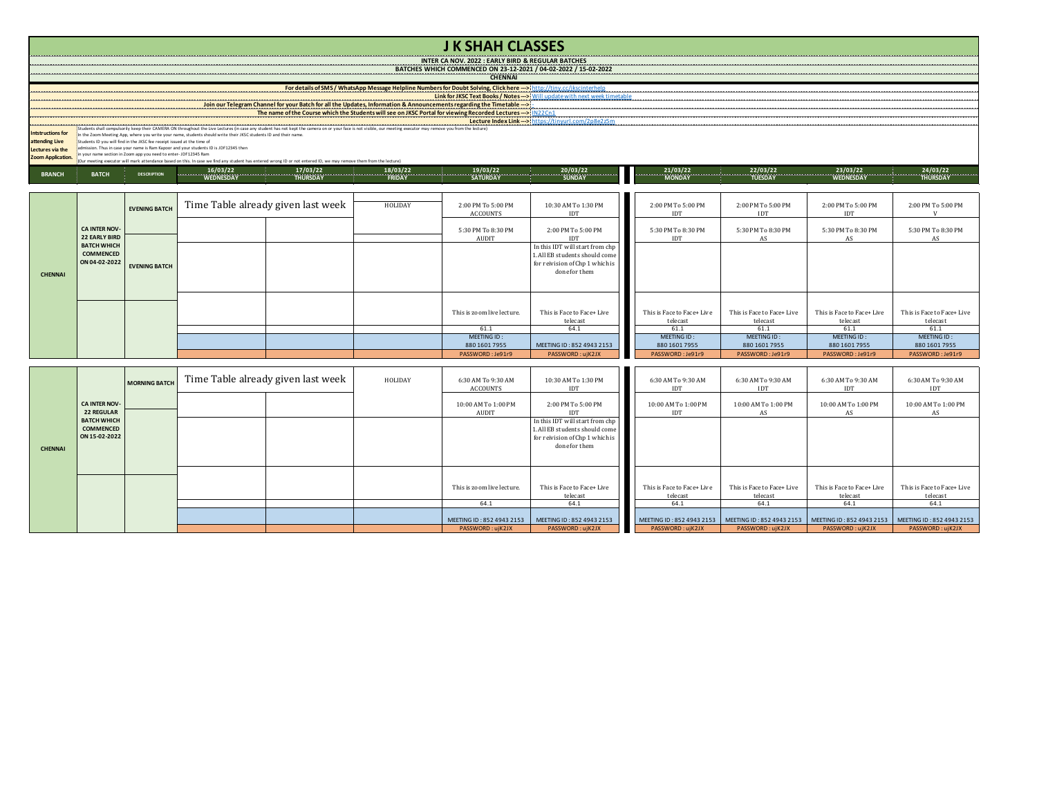# J K SHAH CLASSES

**INTER CA NOV. 2022 : EARLY BIRD & REGULAR BATCHES**

**BATCHES WHICH COMMENCED ON 23-12-2021 / 04-02-2022 / 15-02-2022**

**CHENNAI**

**For details of SMS / WhatsApp Message Helpline Numbers for Doubt Solving, Click here --->** http://tiny.cc/jkscinterhelp

**Link for JKSC Text Books / Notes --->** Will update with next week timetable

**Join our Telegram Channel for your Batch for all the Updates, Information & Announcements regarding the Timetable --->** -

**The name of the Course which the Students will see on JKSC Portal for viewing Recorded Lectures --->** IN22Cn1

**Lecture Index Link --->** https://tinyurl.com/2p8e2z5m

**Intstructions for attending Live Lectures via the Zoom Application.**

Students shall compulsorily keep their CAMERA ON throughout the Live Lectures (in case any student has not kept the camera on or your face is not visible, our meeting executor may remove you from the lecture)
In the Zoom Meeting App, where you write your name, students should write their JKSC students ID and their name.
Students ID you will find in the JKSC fee receipt issued at the time of admission. Thus in case your name is Ram Kapoor and your students ID is JDF12345 then in your name section in Zoom app you need to enter- JDF12345 Ram
(Our meeting executor will mark attendance based on this. In case we find any student has entered wrong ID or not entered ID, we may remove them from the lecture)

| BRANCH | BATCH | DESCRIPTION | 16/03/22 WEDNESDAY | 17/03/22 THURSDAY | 18/03/22 FRIDAY | 19/03/22 SATURDAY | 20/03/22 SUNDAY | 21/03/22 MONDAY | 22/03/22 TUESDAY | 23/03/22 WEDNESDAY | 24/03/22 THURSDAY |
|---|---|---|---|---|---|---|---|---|---|---|---|
| CHENNAI | CA INTER NOV-22 EARLY BIRD BATCH WHICH COMMENCED ON 04-02-2022 | EVENING BATCH | Time Table already given last week | | HOLIDAY | 2:00 PM To 5:00 PM ACCOUNTS | 10:30 AM To 1:30 PM IDT | 2:00 PM To 5:00 PM IDT | 2:00 PM To 5:00 PM IDT | 2:00 PM To 5:00 PM IDT | 2:00 PM To 5:00 PM V |
| | | | | | | 5:30 PM To 8:30 PM AUDIT | 2:00 PM To 5:00 PM IDT | 5:30 PM To 8:30 PM IDT | 5:30 PM To 8:30 PM AS | 5:30 PM To 8:30 PM AS | 5:30 PM To 8:30 PM AS |
| | | EVENING BATCH | | | | | In this IDT will start from chp 1. All EB students should come for reivision of Chp 1 which is done for them | | | | |
| | | | | | | This is zoom live lecture. | This is Face to Face+ Live telecast | This is Face to Face+ Live telecast | This is Face to Face+ Live telecast | This is Face to Face+ Live telecast | This is Face to Face+ Live telecast |
| | | | | | | 61.1 | 64.1 | 61.1 | 61.1 | 61.1 | 61.1 |
| | | | | | | MEETING ID : 880 1601 7955 | MEETING ID : 852 4943 2153 | MEETING ID : 880 1601 7955 | MEETING ID : 880 1601 7955 | MEETING ID : 880 1601 7955 | MEETING ID : 880 1601 7955 |
| | | | | | | PASSWORD : Je91r9 | PASSWORD : ujK2JX | PASSWORD : Je91r9 | PASSWORD : Je91r9 | PASSWORD : Je91r9 | PASSWORD : Je91r9 |

| BRANCH | BATCH | DESCRIPTION | 16/03/22 WEDNESDAY | 17/03/22 THURSDAY | 18/03/22 FRIDAY | 19/03/22 SATURDAY | 20/03/22 SUNDAY | 21/03/22 MONDAY | 22/03/22 TUESDAY | 23/03/22 WEDNESDAY | 24/03/22 THURSDAY |
|---|---|---|---|---|---|---|---|---|---|---|---|
| CHENNAI | CA INTER NOV-22 REGULAR BATCH WHICH COMMENCED ON 15-02-2022 | MORNING BATCH | Time Table already given last week | | HOLIDAY | 6:30 AM To 9:30 AM ACCOUNTS | 10:30 AM To 1:30 PM IDT | 6:30 AM To 9:30 AM IDT | 6:30 AM To 9:30 AM IDT | 6:30 AM To 9:30 AM IDT | 6:30 AM To 9:30 AM IDT |
| | | | | | | 10:00 AM To 1:00 PM AUDIT | 2:00 PM To 5:00 PM IDT | 10:00 AM To 1:00 PM IDT | 10:00 AM To 1:00 PM AS | 10:00 AM To 1:00 PM AS | 10:00 AM To 1:00 PM AS |
| | | | | | | | In this IDT will start from chp 1. All EB students should come for reivision of Chp 1 which is done for them | | | | |
| | | | | | | This is zoom live lecture. | This is Face to Face+ Live telecast | This is Face to Face+ Live telecast | This is Face to Face+ Live telecast | This is Face to Face+ Live telecast | This is Face to Face+ Live telecast |
| | | | | | | 64.1 | 64.1 | 64.1 | 64.1 | 64.1 | 64.1 |
| | | | | | | MEETING ID : 852 4943 2153 | MEETING ID : 852 4943 2153 | MEETING ID : 852 4943 2153 | MEETING ID : 852 4943 2153 | MEETING ID : 852 4943 2153 | MEETING ID : 852 4943 2153 |
| | | | | | | PASSWORD : ujK2JX | PASSWORD : ujK2JX | PASSWORD : ujK2JX | PASSWORD : ujK2JX | PASSWORD : ujK2JX | PASSWORD : ujK2JX |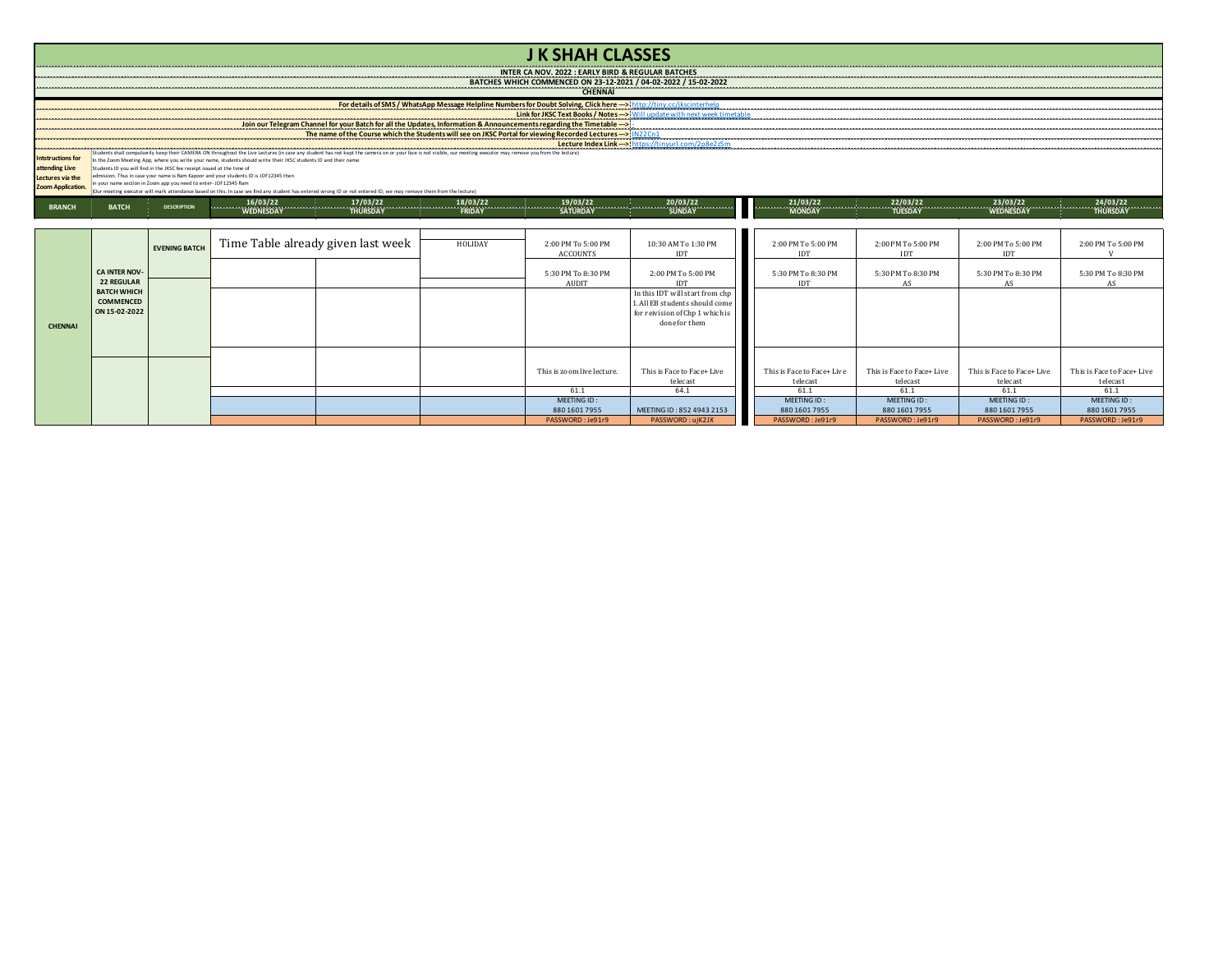# J K SHAH CLASSES

**INTER CA NOV. 2022 : EARLY BIRD & REGULAR BATCHES**

**BATCHES WHICH COMMENCED ON 23-12-2021 / 04-02-2022 / 15-02-2022**

**CHENNAI**

**For details of SMS / WhatsApp Message Helpline Numbers for Doubt Solving, Click here --->** http://tiny.cc/jkscinterhelp

**Link for JKSC Text Books / Notes --->** Will update with next week timetable

**Join our Telegram Channel for your Batch for all the Updates, Information & Announcements regarding the Timetable --->** -

**The name of the Course which the Students will see on JKSC Portal for viewing Recorded Lectures --->** IN22Cn1

**Lecture Index Link --->** https://tinyurl.com/2p8e2z5m

**Intstructions for attending Live Lectures via the Zoom Application.**

Students shall compulsorily keep their CAMERA ON throughout the Live Lectures (in case any student has not kept the camera on or your face is not visible, our meeting executor may remove you from the lecture)
In the Zoom Meeting App, where you write your name, students should write their JKSC students ID and their name.
Students ID you will find in the JKSC fee receipt issued at the time of admission. Thus in case your name is Ram Kapoor and your students ID is JDF12345 then in your name section in Zoom app you need to enter- JDF12345 Ram
(Our meeting executor will mark attendance based on this. In case we find any student has entered wrong ID or not entered ID, we may remove them from the lecture)

| BRANCH | BATCH | DESCRIPTION | 16/03/22 WEDNESDAY | 17/03/22 THURSDAY | 18/03/22 FRIDAY | 19/03/22 SATURDAY | 20/03/22 SUNDAY | 21/03/22 MONDAY | 22/03/22 TUESDAY | 23/03/22 WEDNESDAY | 24/03/22 THURSDAY |
|---|---|---|---|---|---|---|---|---|---|---|---|
| CHENNAI | CA INTER NOV-22 REGULAR BATCH WHICH COMMENCED ON 15-02-2022 | EVENING BATCH | Time Table already given last week | | HOLIDAY | 2:00 PM To 5:00 PM ACCOUNTS | 10:30 AM To 1:30 PM IDT | 2:00 PM To 5:00 PM IDT | 2:00 PM To 5:00 PM IDT | 2:00 PM To 5:00 PM IDT | 2:00 PM To 5:00 PM V |
| | | | | | | 5:30 PM To 8:30 PM AUDIT | 2:00 PM To 5:00 PM IDT | 5:30 PM To 8:30 PM IDT | 5:30 PM To 8:30 PM AS | 5:30 PM To 8:30 PM AS | 5:30 PM To 8:30 PM AS |
| | | | | | | | In this IDT will start from chp 1. All EB students should come for reivision of Chp 1 which is done for them | | | | |
| | | | | | | This is zoom live lecture. | This is Face to Face+ Live telecast | This is Face to Face+ Live telecast | This is Face to Face+ Live telecast | This is Face to Face+ Live telecast | This is Face to Face+ Live telecast |
| | | | | | | 61.1 | 64.1 | 61.1 | 61.1 | 61.1 | 61.1 |
| | | | | | | MEETING ID : 880 1601 7955 | MEETING ID : 852 4943 2153 | MEETING ID : 880 1601 7955 | MEETING ID : 880 1601 7955 | MEETING ID : 880 1601 7955 | MEETING ID : 880 1601 7955 |
| | | | | | | PASSWORD : Je91r9 | PASSWORD : ujK2JX | PASSWORD : Je91r9 | PASSWORD : Je91r9 | PASSWORD : Je91r9 | PASSWORD : Je91r9 |